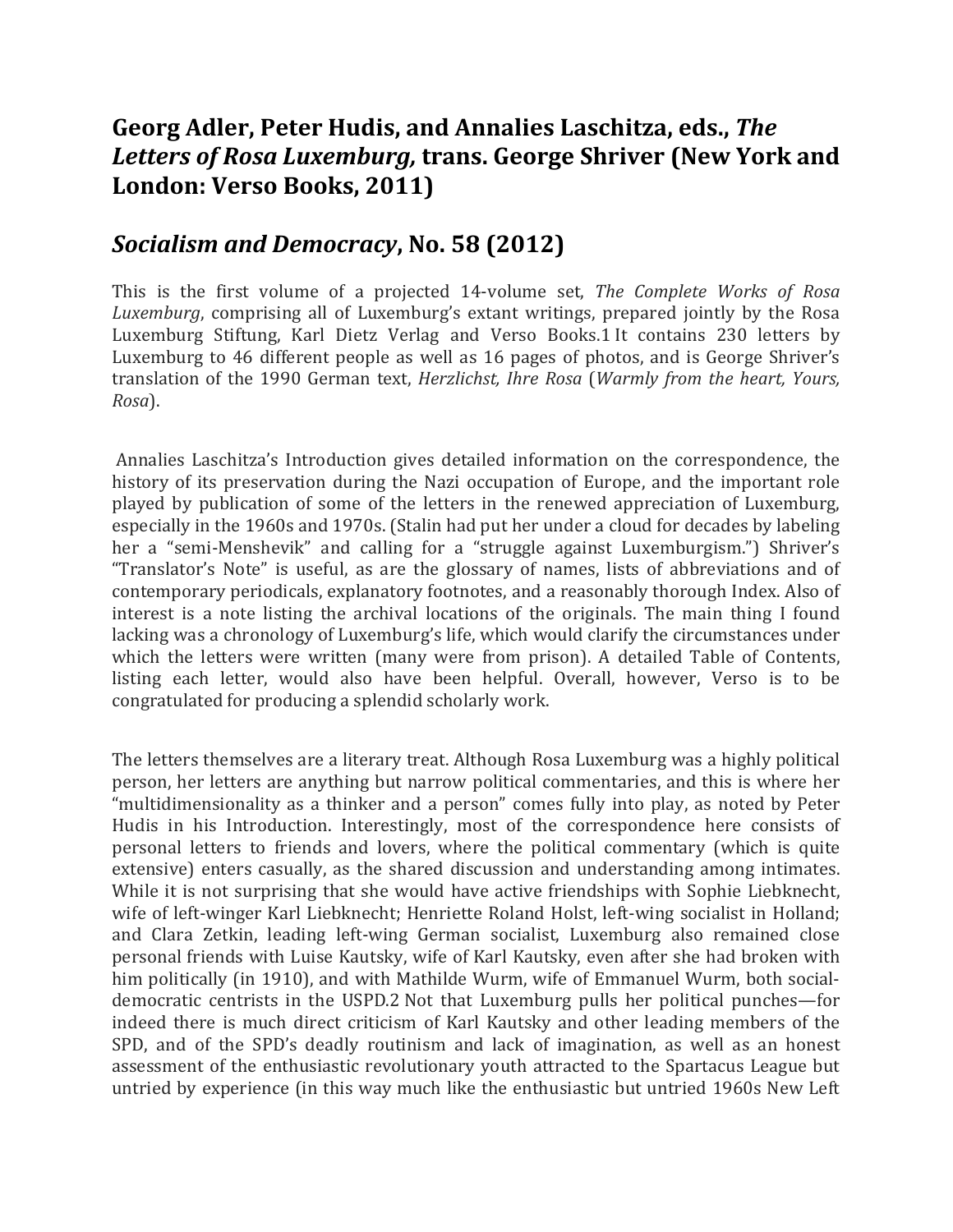## Georg Adler, Peter Hudis, and Annalies Laschitza, eds., *The Letters of Rosa Luxemburg,* trans. George Shriver (New York and London: Verso Books, 2011)

## *Socialism and Democracy*, No. 58 (2012)

This is the first volume of a projected 14-volume set, *The Complete Works of Rosa Luxemburg*, comprising all of Luxemburg's extant writings, prepared jointly by the Rosa Luxemburg Stiftung, Karl Dietz Verlag and Verso Books.[1] It contains 230 letters by Luxemburg to 46 different people as well as 16 pages of photos, and is George Shriver's translation of the 1990 German text, *Herzlichst, Ihre Rosa* (*Warmly from the heart, Yours, Rosa*).

Annalies Laschitza's Introduction gives detailed information on the correspondence, the history of its preservation during the Nazi occupation of Europe, and the important role played by publication of some of the letters in the renewed appreciation of Luxemburg, especially in the 1960s and 1970s. (Stalin had put her under a cloud for decades by labeling her a "semi-Menshevik" and calling for a "struggle against Luxemburgism.") Shriver's "Translator's Note" is useful, as are the glossary of names, lists of abbreviations and of contemporary periodicals, explanatory footnotes, and a reasonably thorough Index. Also of interest is a note listing the archival locations of the originals. The main thing I found lacking was a chronology of Luxemburg's life, which would clarify the circumstances under which the letters were written (many were from prison). A detailed Table of Contents, listing each letter, would also have been helpful. Overall, however, Verso is to be congratulated for producing a splendid scholarly work.

The letters themselves are a literary treat. Although Rosa Luxemburg was a highly political person, her letters are anything but narrow political commentaries, and this is where her "multidimensionality as a thinker and a person" comes fully into play, as noted by Peter Hudis in his Introduction. Interestingly, most of the correspondence here consists of personal letters to friends and lovers, where the political commentary (which is quite extensive) enters casually, as the shared discussion and understanding among intimates. While it is not surprising that she would have active friendships with Sophie Liebknecht, wife of left-winger Karl Liebknecht; Henriette Roland Holst, left-wing socialist in Holland; and Clara Zetkin, leading left-wing German socialist, Luxemburg also remained close personal friends with Luise Kautsky, wife of Karl Kautsky, even after she had broken with him politically (in 1910), and with Mathilde Wurm, wife of Emmanuel Wurm, both social-democratic centrists in the USPD.[2] Not that Luxemburg pulls her political punches—for indeed there is much direct criticism of Karl Kautsky and other leading members of the SPD, and of the SPD's deadly routinism and lack of imagination, as well as an honest assessment of the enthusiastic revolutionary youth attracted to the Spartacus League but untried by experience (in this way much like the enthusiastic but untried 1960s New Left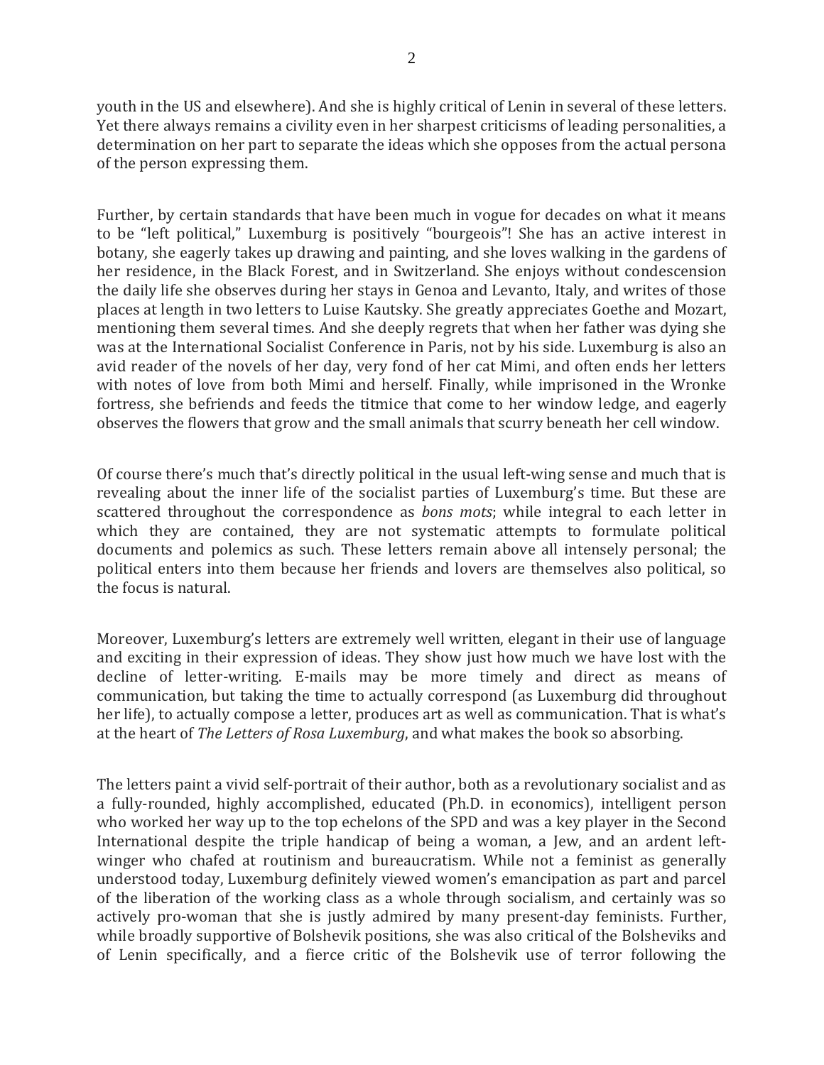youth in the US and elsewhere). And she is highly critical of Lenin in several of these letters. Yet there always remains a civility even in her sharpest criticisms of leading personalities, a determination on her part to separate the ideas which she opposes from the actual persona of the person expressing them.

Further, by certain standards that have been much in vogue for decades on what it means to be "left political," Luxemburg is positively "bourgeois"! She has an active interest in botany, she eagerly takes up drawing and painting, and she loves walking in the gardens of her residence, in the Black Forest, and in Switzerland. She enjoys without condescension the daily life she observes during her stays in Genoa and Levanto, Italy, and writes of those places at length in two letters to Luise Kautsky. She greatly appreciates Goethe and Mozart, mentioning them several times. And she deeply regrets that when her father was dying she was at the International Socialist Conference in Paris, not by his side. Luxemburg is also an avid reader of the novels of her day, very fond of her cat Mimi, and often ends her letters with notes of love from both Mimi and herself. Finally, while imprisoned in the Wronke fortress, she befriends and feeds the titmice that come to her window ledge, and eagerly observes the flowers that grow and the small animals that scurry beneath her cell window.

Of course there's much that's directly political in the usual left-wing sense and much that is revealing about the inner life of the socialist parties of Luxemburg's time. But these are scattered throughout the correspondence as *bons mots*; while integral to each letter in which they are contained, they are not systematic attempts to formulate political documents and polemics as such. These letters remain above all intensely personal; the political enters into them because her friends and lovers are themselves also political, so the focus is natural.

Moreover, Luxemburg's letters are extremely well written, elegant in their use of language and exciting in their expression of ideas. They show just how much we have lost with the decline of letter-writing. E-mails may be more timely and direct as means of communication, but taking the time to actually correspond (as Luxemburg did throughout her life), to actually compose a letter, produces art as well as communication. That is what's at the heart of *The Letters of Rosa Luxemburg*, and what makes the book so absorbing.

The letters paint a vivid self-portrait of their author, both as a revolutionary socialist and as a fully-rounded, highly accomplished, educated (Ph.D. in economics), intelligent person who worked her way up to the top echelons of the SPD and was a key player in the Second International despite the triple handicap of being a woman, a Jew, and an ardent left-winger who chafed at routinism and bureaucratism. While not a feminist as generally understood today, Luxemburg definitely viewed women's emancipation as part and parcel of the liberation of the working class as a whole through socialism, and certainly was so actively pro-woman that she is justly admired by many present-day feminists. Further, while broadly supportive of Bolshevik positions, she was also critical of the Bolsheviks and of Lenin specifically, and a fierce critic of the Bolshevik use of terror following the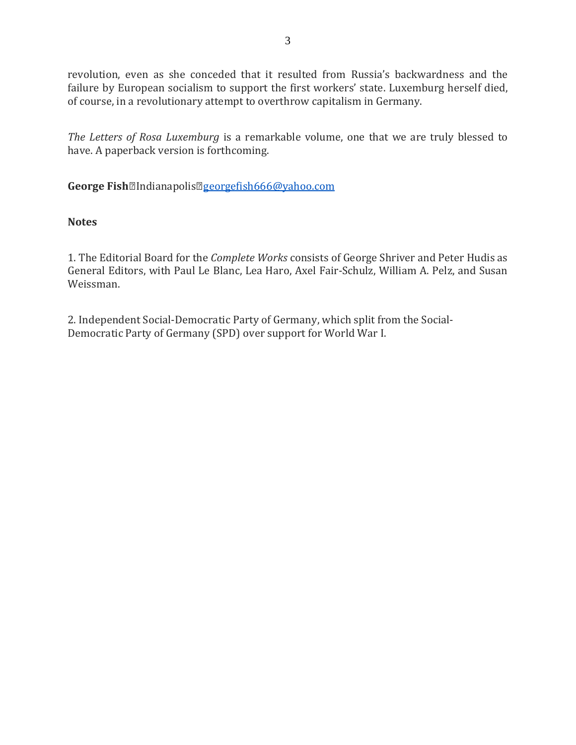revolution, even as she conceded that it resulted from Russia's backwardness and the failure by European socialism to support the first workers' state. Luxemburg herself died, of course, in a revolutionary attempt to overthrow capitalism in Germany.

*The Letters of Rosa Luxemburg* is a remarkable volume, one that we are truly blessed to have. A paperback version is forthcoming.

**George Fish** Indianapolis georgefish666@yahoo.com

**Notes**

1. The Editorial Board for the *Complete Works* consists of George Shriver and Peter Hudis as General Editors, with Paul Le Blanc, Lea Haro, Axel Fair-Schulz, William A. Pelz, and Susan Weissman.

2. Independent Social-Democratic Party of Germany, which split from the Social-Democratic Party of Germany (SPD) over support for World War I.